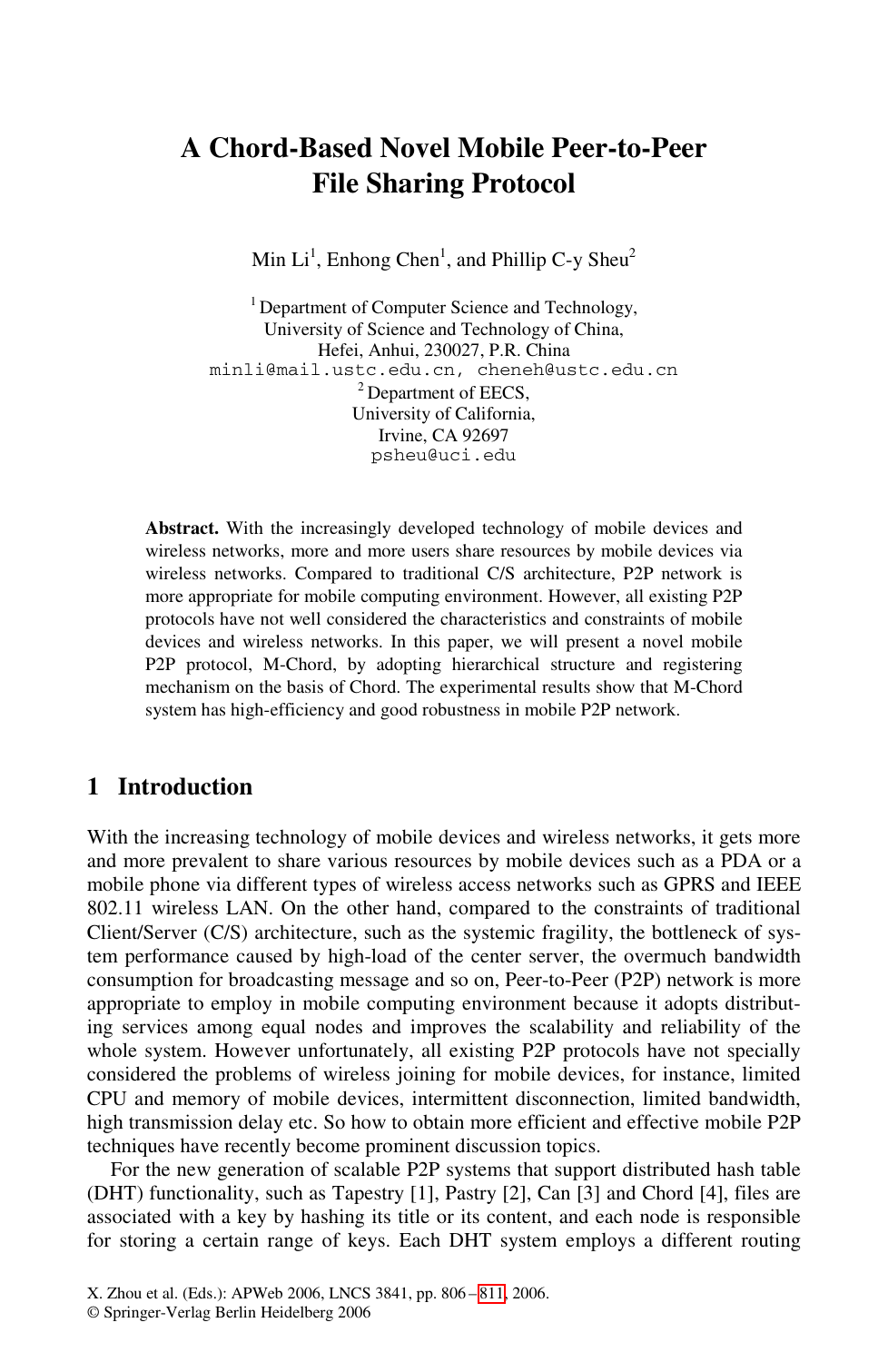# A Chord-Based Novel Mobile Peer-to-Peer File Sharing Protocol

Min Li[1], Enhong Chen[1], and Phillip C-y Sheu[2]

[1] Department of Computer Science and Technology,
University of Science and Technology of China,
Hefei, Anhui, 230027, P.R. China
minli@mail.ustc.edu.cn, cheneh@ustc.edu.cn

[2] Department of EECS,
University of California,
Irvine, CA 92697
psheu@uci.edu

**Abstract.** With the increasingly developed technology of mobile devices and wireless networks, more and more users share resources by mobile devices via wireless networks. Compared to traditional C/S architecture, P2P network is more appropriate for mobile computing environment. However, all existing P2P protocols have not well considered the characteristics and constraints of mobile devices and wireless networks. In this paper, we will present a novel mobile P2P protocol, M-Chord, by adopting hierarchical structure and registering mechanism on the basis of Chord. The experimental results show that M-Chord system has high-efficiency and good robustness in mobile P2P network.

## 1 Introduction

With the increasing technology of mobile devices and wireless networks, it gets more and more prevalent to share various resources by mobile devices such as a PDA or a mobile phone via different types of wireless access networks such as GPRS and IEEE 802.11 wireless LAN. On the other hand, compared to the constraints of traditional Client/Server (C/S) architecture, such as the systemic fragility, the bottleneck of system performance caused by high-load of the center server, the overmuch bandwidth consumption for broadcasting message and so on, Peer-to-Peer (P2P) network is more appropriate to employ in mobile computing environment because it adopts distributing services among equal nodes and improves the scalability and reliability of the whole system. However unfortunately, all existing P2P protocols have not specially considered the problems of wireless joining for mobile devices, for instance, limited CPU and memory of mobile devices, intermittent disconnection, limited bandwidth, high transmission delay etc. So how to obtain more efficient and effective mobile P2P techniques have recently become prominent discussion topics.

For the new generation of scalable P2P systems that support distributed hash table (DHT) functionality, such as Tapestry [1], Pastry [2], Can [3] and Chord [4], files are associated with a key by hashing its title or its content, and each node is responsible for storing a certain range of keys. Each DHT system employs a different routing

X. Zhou et al. (Eds.): APWeb 2006, LNCS 3841, pp. 806 – 811, 2006.
© Springer-Verlag Berlin Heidelberg 2006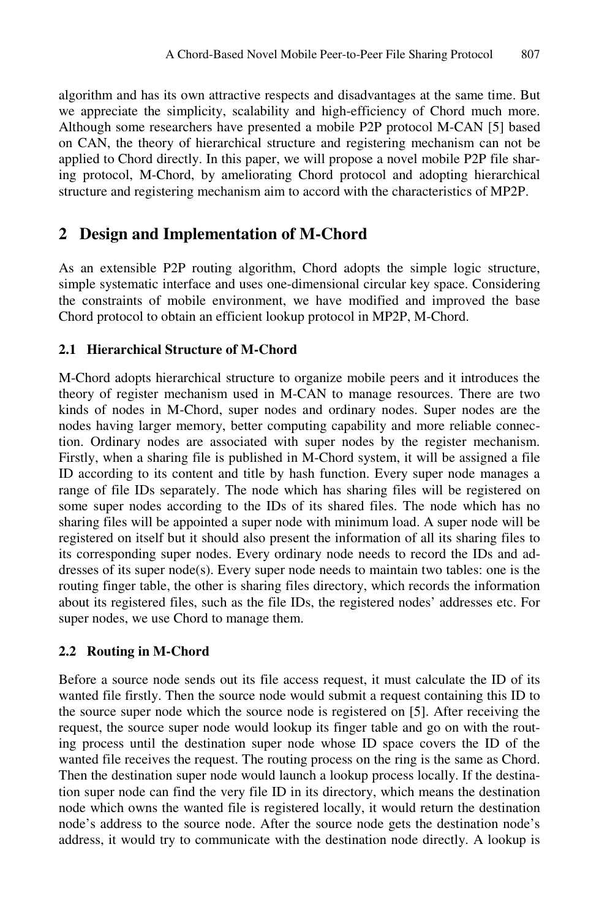algorithm and has its own attractive respects and disadvantages at the same time. But we appreciate the simplicity, scalability and high-efficiency of Chord much more. Although some researchers have presented a mobile P2P protocol M-CAN [5] based on CAN, the theory of hierarchical structure and registering mechanism can not be applied to Chord directly. In this paper, we will propose a novel mobile P2P file sharing protocol, M-Chord, by ameliorating Chord protocol and adopting hierarchical structure and registering mechanism aim to accord with the characteristics of MP2P.

## 2 Design and Implementation of M-Chord

As an extensible P2P routing algorithm, Chord adopts the simple logic structure, simple systematic interface and uses one-dimensional circular key space. Considering the constraints of mobile environment, we have modified and improved the base Chord protocol to obtain an efficient lookup protocol in MP2P, M-Chord.

### 2.1 Hierarchical Structure of M-Chord

M-Chord adopts hierarchical structure to organize mobile peers and it introduces the theory of register mechanism used in M-CAN to manage resources. There are two kinds of nodes in M-Chord, super nodes and ordinary nodes. Super nodes are the nodes having larger memory, better computing capability and more reliable connection. Ordinary nodes are associated with super nodes by the register mechanism. Firstly, when a sharing file is published in M-Chord system, it will be assigned a file ID according to its content and title by hash function. Every super node manages a range of file IDs separately. The node which has sharing files will be registered on some super nodes according to the IDs of its shared files. The node which has no sharing files will be appointed a super node with minimum load. A super node will be registered on itself but it should also present the information of all its sharing files to its corresponding super nodes. Every ordinary node needs to record the IDs and addresses of its super node(s). Every super node needs to maintain two tables: one is the routing finger table, the other is sharing files directory, which records the information about its registered files, such as the file IDs, the registered nodes' addresses etc. For super nodes, we use Chord to manage them.

### 2.2 Routing in M-Chord

Before a source node sends out its file access request, it must calculate the ID of its wanted file firstly. Then the source node would submit a request containing this ID to the source super node which the source node is registered on [5]. After receiving the request, the source super node would lookup its finger table and go on with the routing process until the destination super node whose ID space covers the ID of the wanted file receives the request. The routing process on the ring is the same as Chord. Then the destination super node would launch a lookup process locally. If the destination super node can find the very file ID in its directory, which means the destination node which owns the wanted file is registered locally, it would return the destination node's address to the source node. After the source node gets the destination node's address, it would try to communicate with the destination node directly. A lookup is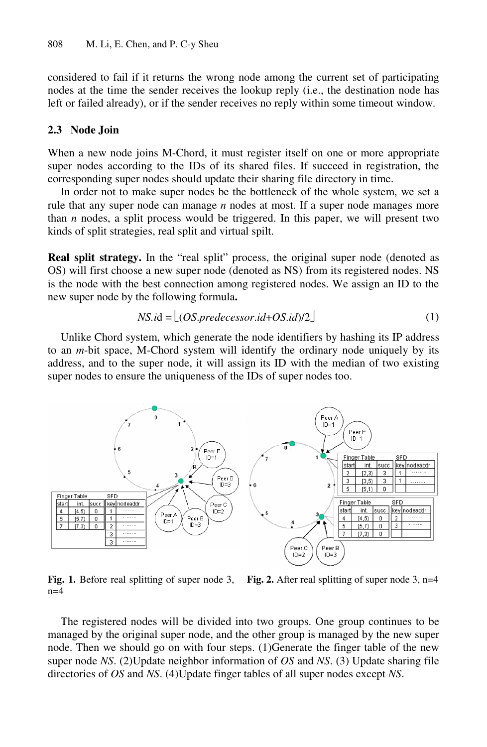considered to fail if it returns the wrong node among the current set of participating nodes at the time the sender receives the lookup reply (i.e., the destination node has left or failed already), or if the sender receives no reply within some timeout window.

### 2.3 Node Join

When a new node joins M-Chord, it must register itself on one or more appropriate super nodes according to the IDs of its shared files. If succeed in registration, the corresponding super nodes should update their sharing file directory in time.

In order not to make super nodes be the bottleneck of the whole system, we set a rule that any super node can manage $n$ nodes at most. If a super node manages more than $n$ nodes, a split process would be triggered. In this paper, we will present two kinds of split strategies, real split and virtual spilt.

**Real split strategy.** In the "real split" process, the original super node (denoted as OS) will first choose a new super node (denoted as NS) from its registered nodes. NS is the node with the best connection among registered nodes. We assign an ID to the new super node by the following formula**.**

$$NS.id = \lfloor (OS.predecessor.id + OS.id)/2 \rfloor \tag{1}$$

Unlike Chord system, which generate the node identifiers by hashing its IP address to an $m$-bit space, M-Chord system will identify the ordinary node uniquely by its address, and to the super node, it will assign its ID with the median of two existing super nodes to ensure the uniqueness of the IDs of super nodes too.

**Fig. 1.** Before real splitting of super node 3, n=4

**Fig. 2.** After real splitting of super node 3, n=4

The registered nodes will be divided into two groups. One group continues to be managed by the original super node, and the other group is managed by the new super node. Then we should go on with four steps. (1)Generate the finger table of the new super node $NS$. (2)Update neighbor information of $OS$ and $NS$. (3) Update sharing file directories of $OS$ and $NS$. (4)Update finger tables of all super nodes except $NS$.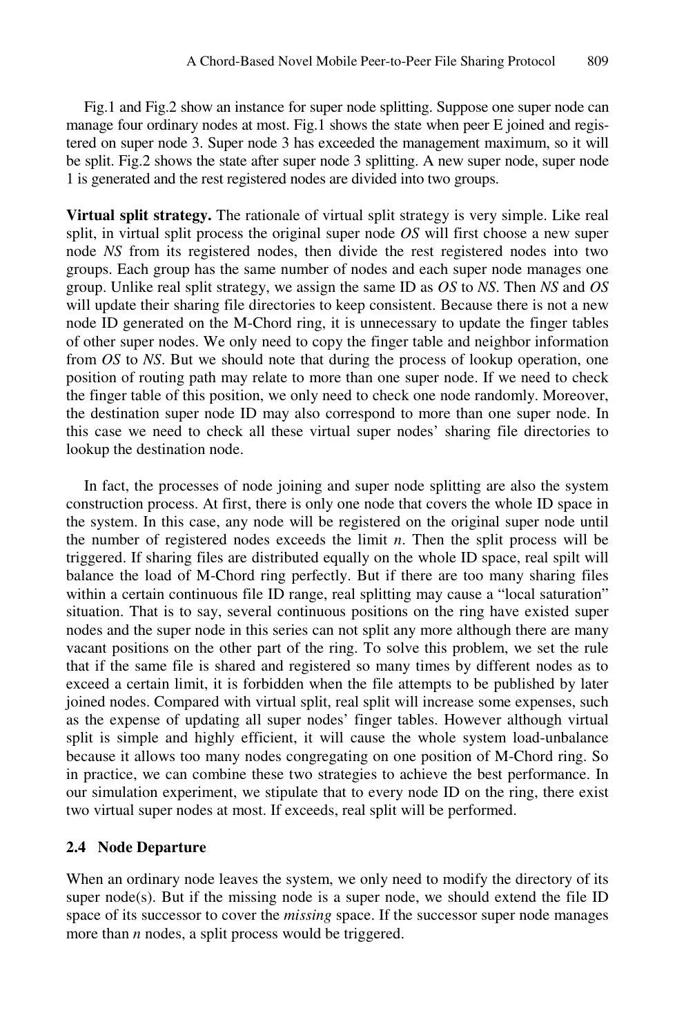Fig.1 and Fig.2 show an instance for super node splitting. Suppose one super node can manage four ordinary nodes at most. Fig.1 shows the state when peer E joined and registered on super node 3. Super node 3 has exceeded the management maximum, so it will be split. Fig.2 shows the state after super node 3 splitting. A new super node, super node 1 is generated and the rest registered nodes are divided into two groups.

**Virtual split strategy.** The rationale of virtual split strategy is very simple. Like real split, in virtual split process the original super node *OS* will first choose a new super node *NS* from its registered nodes, then divide the rest registered nodes into two groups. Each group has the same number of nodes and each super node manages one group. Unlike real split strategy, we assign the same ID as *OS* to *NS*. Then *NS* and *OS* will update their sharing file directories to keep consistent. Because there is not a new node ID generated on the M-Chord ring, it is unnecessary to update the finger tables of other super nodes. We only need to copy the finger table and neighbor information from *OS* to *NS*. But we should note that during the process of lookup operation, one position of routing path may relate to more than one super node. If we need to check the finger table of this position, we only need to check one node randomly. Moreover, the destination super node ID may also correspond to more than one super node. In this case we need to check all these virtual super nodes' sharing file directories to lookup the destination node.

In fact, the processes of node joining and super node splitting are also the system construction process. At first, there is only one node that covers the whole ID space in the system. In this case, any node will be registered on the original super node until the number of registered nodes exceeds the limit *n*. Then the split process will be triggered. If sharing files are distributed equally on the whole ID space, real spilt will balance the load of M-Chord ring perfectly. But if there are too many sharing files within a certain continuous file ID range, real splitting may cause a "local saturation" situation. That is to say, several continuous positions on the ring have existed super nodes and the super node in this series can not split any more although there are many vacant positions on the other part of the ring. To solve this problem, we set the rule that if the same file is shared and registered so many times by different nodes as to exceed a certain limit, it is forbidden when the file attempts to be published by later joined nodes. Compared with virtual split, real split will increase some expenses, such as the expense of updating all super nodes' finger tables. However although virtual split is simple and highly efficient, it will cause the whole system load-unbalance because it allows too many nodes congregating on one position of M-Chord ring. So in practice, we can combine these two strategies to achieve the best performance. In our simulation experiment, we stipulate that to every node ID on the ring, there exist two virtual super nodes at most. If exceeds, real split will be performed.

### 2.4 Node Departure

When an ordinary node leaves the system, we only need to modify the directory of its super node(s). But if the missing node is a super node, we should extend the file ID space of its successor to cover the *missing* space. If the successor super node manages more than *n* nodes, a split process would be triggered.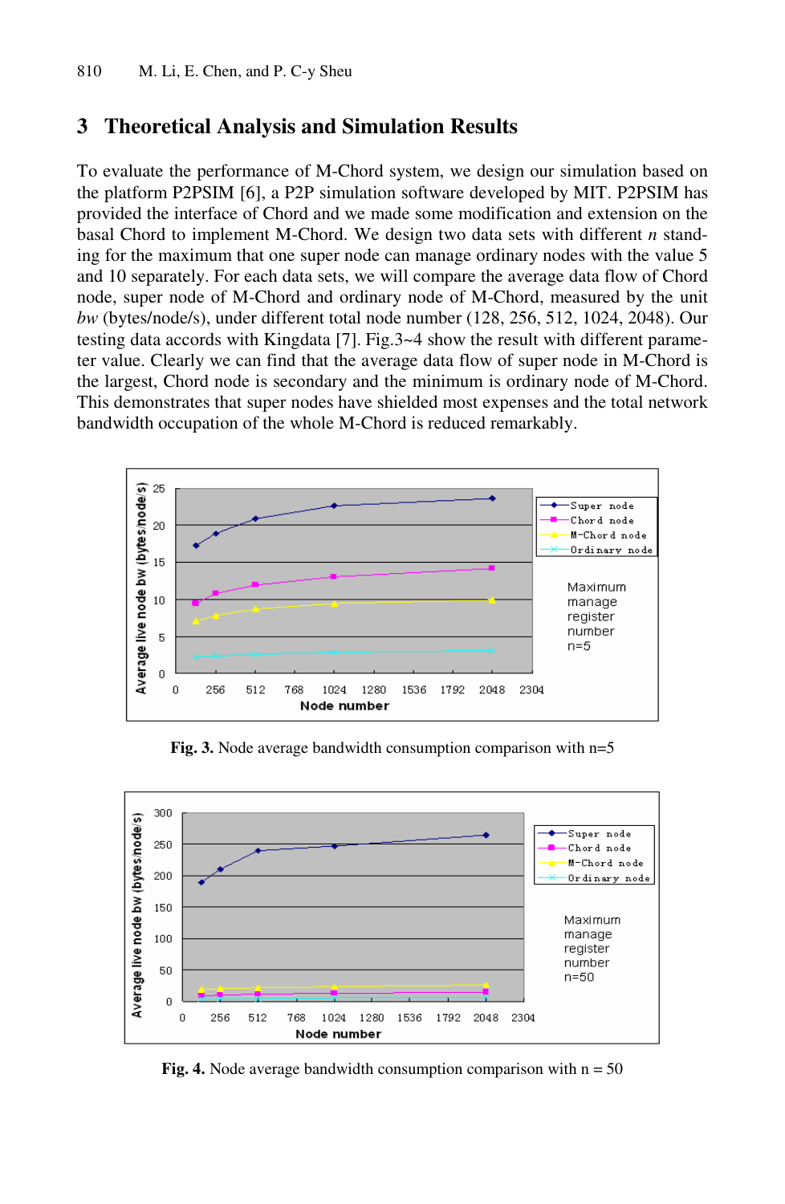## 3 Theoretical Analysis and Simulation Results

To evaluate the performance of M-Chord system, we design our simulation based on the platform P2PSIM [6], a P2P simulation software developed by MIT. P2PSIM has provided the interface of Chord and we made some modification and extension on the basal Chord to implement M-Chord. We design two data sets with different $n$ standing for the maximum that one super node can manage ordinary nodes with the value 5 and 10 separately. For each data sets, we will compare the average data flow of Chord node, super node of M-Chord and ordinary node of M-Chord, measured by the unit *bw* (bytes/node/s), under different total node number (128, 256, 512, 1024, 2048). Our testing data accords with Kingdata [7]. Fig.3~4 show the result with different parameter value. Clearly we can find that the average data flow of super node in M-Chord is the largest, Chord node is secondary and the minimum is ordinary node of M-Chord. This demonstrates that super nodes have shielded most expenses and the total network bandwidth occupation of the whole M-Chord is reduced remarkably.

**Fig. 3.** Node average bandwidth consumption comparison with n=5

**Fig. 4.** Node average bandwidth consumption comparison with n = 50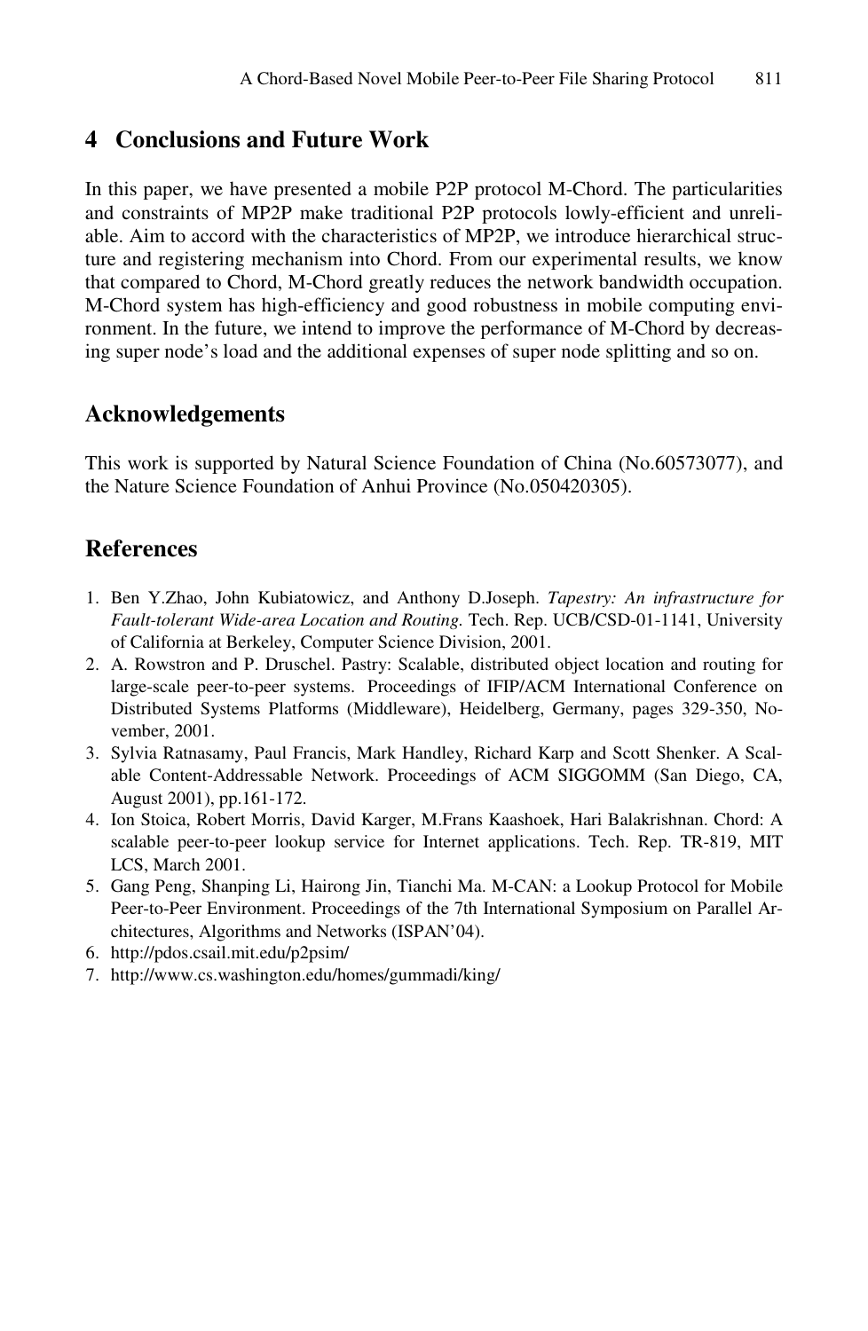## 4 Conclusions and Future Work

In this paper, we have presented a mobile P2P protocol M-Chord. The particularities and constraints of MP2P make traditional P2P protocols lowly-efficient and unreliable. Aim to accord with the characteristics of MP2P, we introduce hierarchical structure and registering mechanism into Chord. From our experimental results, we know that compared to Chord, M-Chord greatly reduces the network bandwidth occupation. M-Chord system has high-efficiency and good robustness in mobile computing environment. In the future, we intend to improve the performance of M-Chord by decreasing super node's load and the additional expenses of super node splitting and so on.

## Acknowledgements

This work is supported by Natural Science Foundation of China (No.60573077), and the Nature Science Foundation of Anhui Province (No.050420305).

## References

1. Ben Y.Zhao, John Kubiatowicz, and Anthony D.Joseph. *Tapestry: An infrastructure for Fault-tolerant Wide-area Location and Routing.* Tech. Rep. UCB/CSD-01-1141, University of California at Berkeley, Computer Science Division, 2001.
2. A. Rowstron and P. Druschel. Pastry: Scalable, distributed object location and routing for large-scale peer-to-peer systems. Proceedings of IFIP/ACM International Conference on Distributed Systems Platforms (Middleware), Heidelberg, Germany, pages 329-350, November, 2001.
3. Sylvia Ratnasamy, Paul Francis, Mark Handley, Richard Karp and Scott Shenker. A Scalable Content-Addressable Network. Proceedings of ACM SIGGOMM (San Diego, CA, August 2001), pp.161-172.
4. Ion Stoica, Robert Morris, David Karger, M.Frans Kaashoek, Hari Balakrishnan. Chord: A scalable peer-to-peer lookup service for Internet applications. Tech. Rep. TR-819, MIT LCS, March 2001.
5. Gang Peng, Shanping Li, Hairong Jin, Tianchi Ma. M-CAN: a Lookup Protocol for Mobile Peer-to-Peer Environment. Proceedings of the 7th International Symposium on Parallel Architectures, Algorithms and Networks (ISPAN'04).
6. http://pdos.csail.mit.edu/p2psim/
7. http://www.cs.washington.edu/homes/gummadi/king/